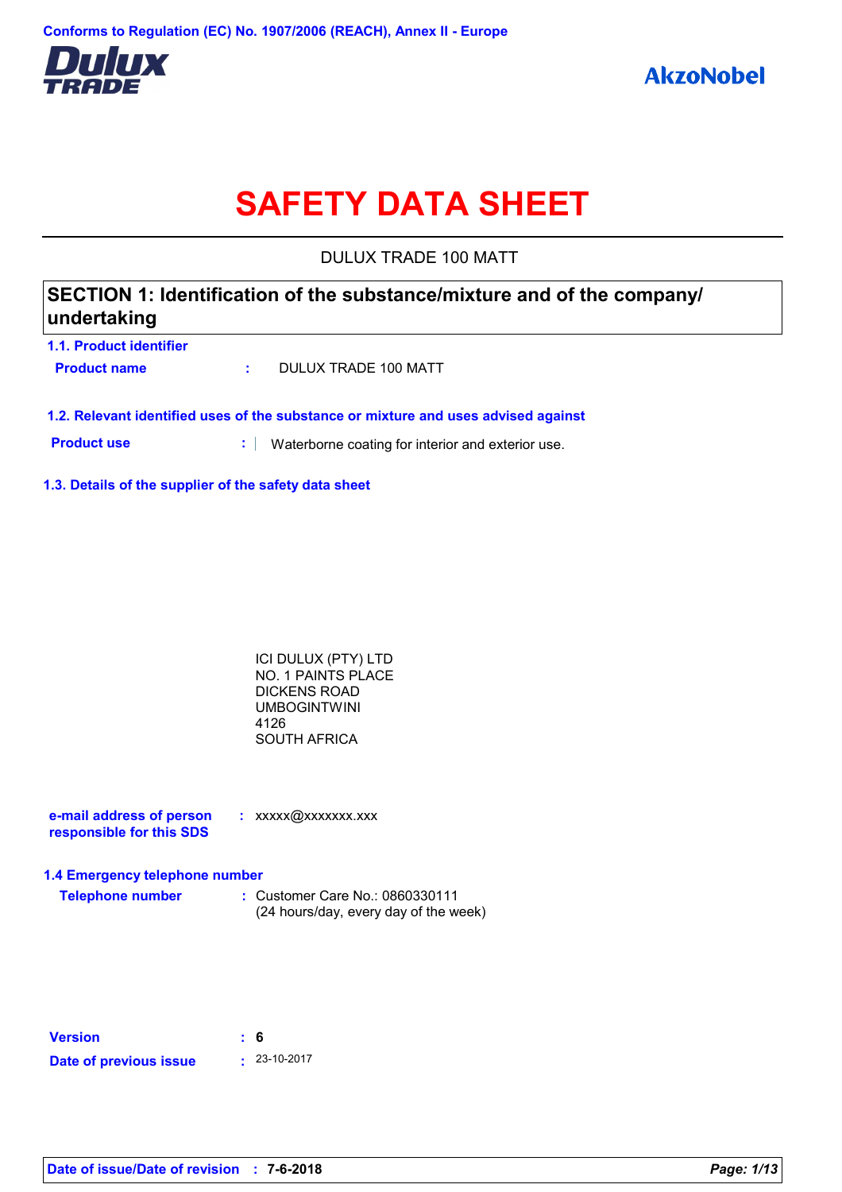Conforms to Regulation (EC) No. 1907/2006 (REACH), Annex II - Europe

Dulux TRADE

AkzoNobel

# SAFETY DATA SHEET

DULUX TRADE 100 MATT

## SECTION 1: Identification of the substance/mixture and of the company/ undertaking

### 1.1. Product identifier

**Product name** : DULUX TRADE 100 MATT

### 1.2. Relevant identified uses of the substance or mixture and uses advised against

**Product use** : Waterborne coating for interior and exterior use.

### 1.3. Details of the supplier of the safety data sheet

ICI DULUX (PTY) LTD
NO. 1 PAINTS PLACE
DICKENS ROAD
UMBOGINTWINI
4126
SOUTH AFRICA

**e-mail address of person responsible for this SDS** : xxxxx@xxxxxxx.xxx

### 1.4 Emergency telephone number

**Telephone number** : Customer Care No.: 0860330111
(24 hours/day, every day of the week)

**Version** : 6

**Date of previous issue** : 23-10-2017

**Date of issue/Date of revision** : 7-6-2018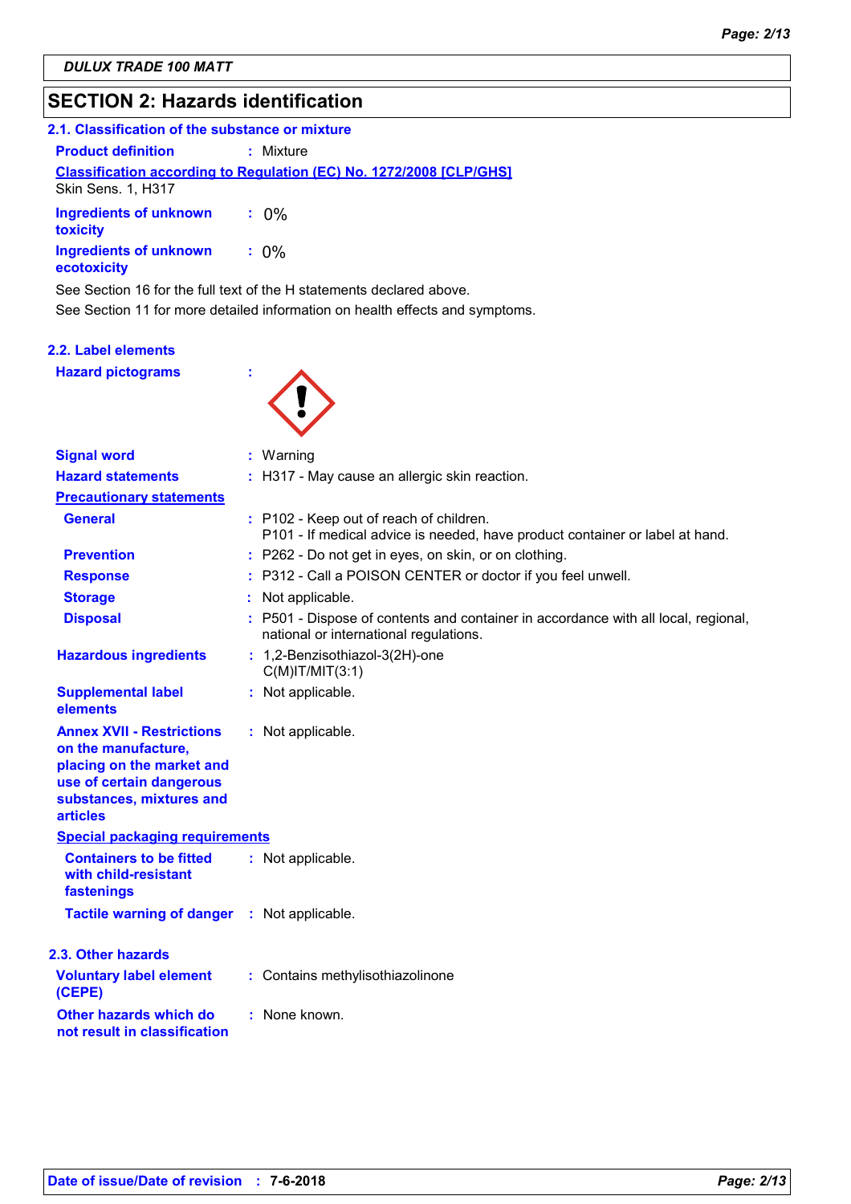**DULUX TRADE 100 MATT**

## SECTION 2: Hazards identification

### 2.1. Classification of the substance or mixture

**Product definition** : Mixture

**Classification according to Regulation (EC) No. 1272/2008 [CLP/GHS]**

Skin Sens. 1, H317

**Ingredients of unknown toxicity** : 0%

**Ingredients of unknown ecotoxicity** : 0%

See Section 16 for the full text of the H statements declared above.

See Section 11 for more detailed information on health effects and symptoms.

### 2.2. Label elements

**Hazard pictograms** :

**Signal word** : Warning

**Hazard statements** : H317 - May cause an allergic skin reaction.

**Precautionary statements**

**General** : P102 - Keep out of reach of children.
P101 - If medical advice is needed, have product container or label at hand.

**Prevention** : P262 - Do not get in eyes, on skin, or on clothing.

**Response** : P312 - Call a POISON CENTER or doctor if you feel unwell.

**Storage** : Not applicable.

**Disposal** : P501 - Dispose of contents and container in accordance with all local, regional, national or international regulations.

**Hazardous ingredients** : 1,2-Benzisothiazol-3(2H)-one
C(M)IT/MIT(3:1)

**Supplemental label elements** : Not applicable.

**Annex XVII - Restrictions on the manufacture, placing on the market and use of certain dangerous substances, mixtures and articles** : Not applicable.

**Special packaging requirements**

**Containers to be fitted with child-resistant fastenings** : Not applicable.

**Tactile warning of danger** : Not applicable.

### 2.3. Other hazards

**Voluntary label element (CEPE)** : Contains methylisothiazolinone

**Other hazards which do not result in classification** : None known.

**Date of issue/Date of revision** : 7-6-2018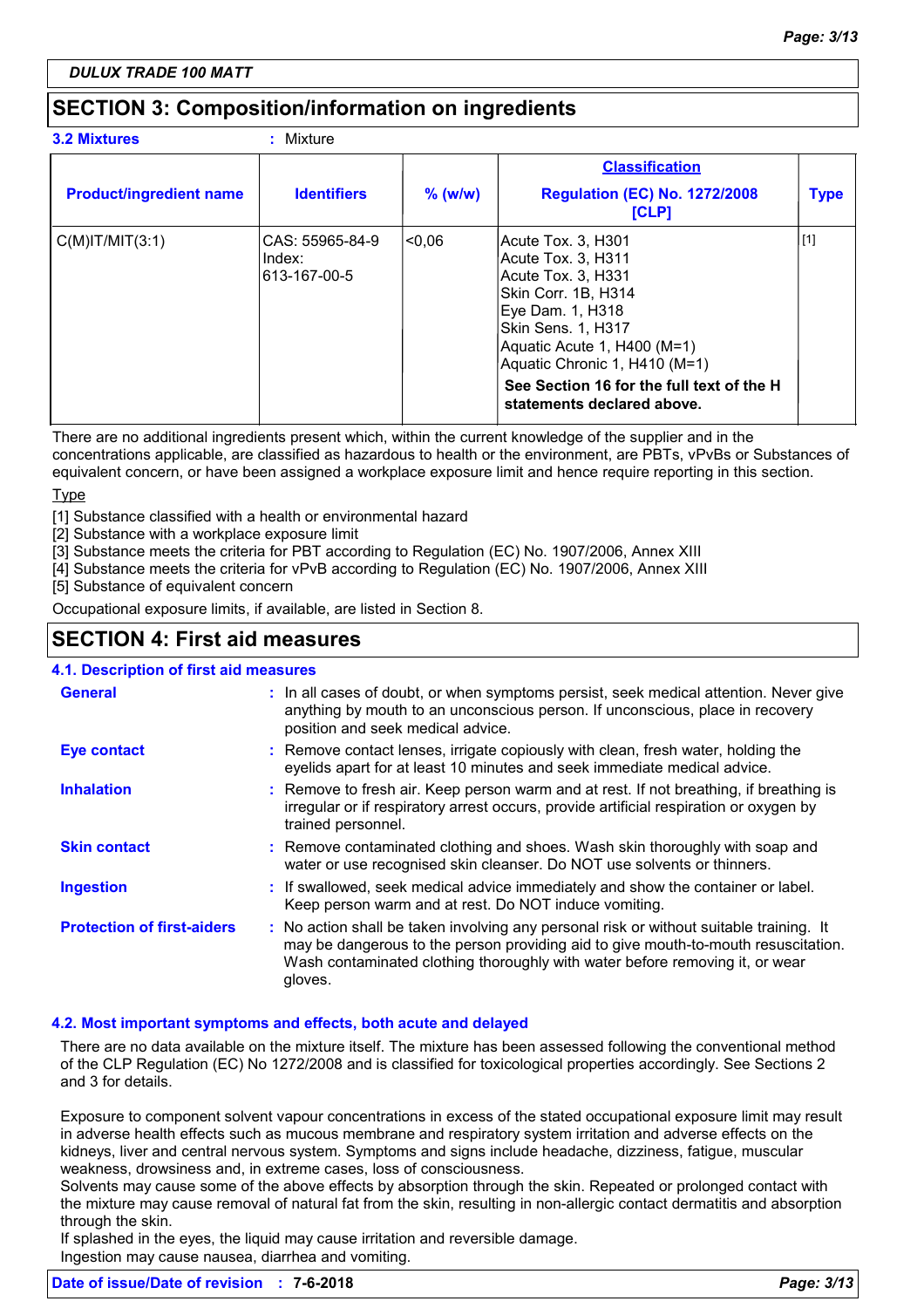**DULUX TRADE 100 MATT**

## SECTION 3: Composition/information on ingredients

**3.2 Mixtures** : Mixture

| Product/ingredient name | Identifiers | % (w/w) | Classification Regulation (EC) No. 1272/2008 [CLP] | Type |
|---|---|---|---|---|
| C(M)IT/MIT(3:1) | CAS: 55965-84-9<br>Index: 613-167-00-5 | <0,06 | Acute Tox. 3, H301<br>Acute Tox. 3, H311<br>Acute Tox. 3, H331<br>Skin Corr. 1B, H314<br>Eye Dam. 1, H318<br>Skin Sens. 1, H317<br>Aquatic Acute 1, H400 (M=1)<br>Aquatic Chronic 1, H410 (M=1)<br>**See Section 16 for the full text of the H statements declared above.** | [1] |

There are no additional ingredients present which, within the current knowledge of the supplier and in the concentrations applicable, are classified as hazardous to health or the environment, are PBTs, vPvBs or Substances of equivalent concern, or have been assigned a workplace exposure limit and hence require reporting in this section.

Type

[1] Substance classified with a health or environmental hazard
[2] Substance with a workplace exposure limit
[3] Substance meets the criteria for PBT according to Regulation (EC) No. 1907/2006, Annex XIII
[4] Substance meets the criteria for vPvB according to Regulation (EC) No. 1907/2006, Annex XIII
[5] Substance of equivalent concern

Occupational exposure limits, if available, are listed in Section 8.

## SECTION 4: First aid measures

### 4.1. Description of first aid measures

**General** : In all cases of doubt, or when symptoms persist, seek medical attention. Never give anything by mouth to an unconscious person. If unconscious, place in recovery position and seek medical advice.

**Eye contact** : Remove contact lenses, irrigate copiously with clean, fresh water, holding the eyelids apart for at least 10 minutes and seek immediate medical advice.

**Inhalation** : Remove to fresh air. Keep person warm and at rest. If not breathing, if breathing is irregular or if respiratory arrest occurs, provide artificial respiration or oxygen by trained personnel.

**Skin contact** : Remove contaminated clothing and shoes. Wash skin thoroughly with soap and water or use recognised skin cleanser. Do NOT use solvents or thinners.

**Ingestion** : If swallowed, seek medical advice immediately and show the container or label. Keep person warm and at rest. Do NOT induce vomiting.

**Protection of first-aiders** : No action shall be taken involving any personal risk or without suitable training. It may be dangerous to the person providing aid to give mouth-to-mouth resuscitation. Wash contaminated clothing thoroughly with water before removing it, or wear gloves.

### 4.2. Most important symptoms and effects, both acute and delayed

There are no data available on the mixture itself. The mixture has been assessed following the conventional method of the CLP Regulation (EC) No 1272/2008 and is classified for toxicological properties accordingly. See Sections 2 and 3 for details.

Exposure to component solvent vapour concentrations in excess of the stated occupational exposure limit may result in adverse health effects such as mucous membrane and respiratory system irritation and adverse effects on the kidneys, liver and central nervous system. Symptoms and signs include headache, dizziness, fatigue, muscular weakness, drowsiness and, in extreme cases, loss of consciousness.
Solvents may cause some of the above effects by absorption through the skin. Repeated or prolonged contact with the mixture may cause removal of natural fat from the skin, resulting in non-allergic contact dermatitis and absorption through the skin.
If splashed in the eyes, the liquid may cause irritation and reversible damage.
Ingestion may cause nausea, diarrhea and vomiting.

**Date of issue/Date of revision : 7-6-2018**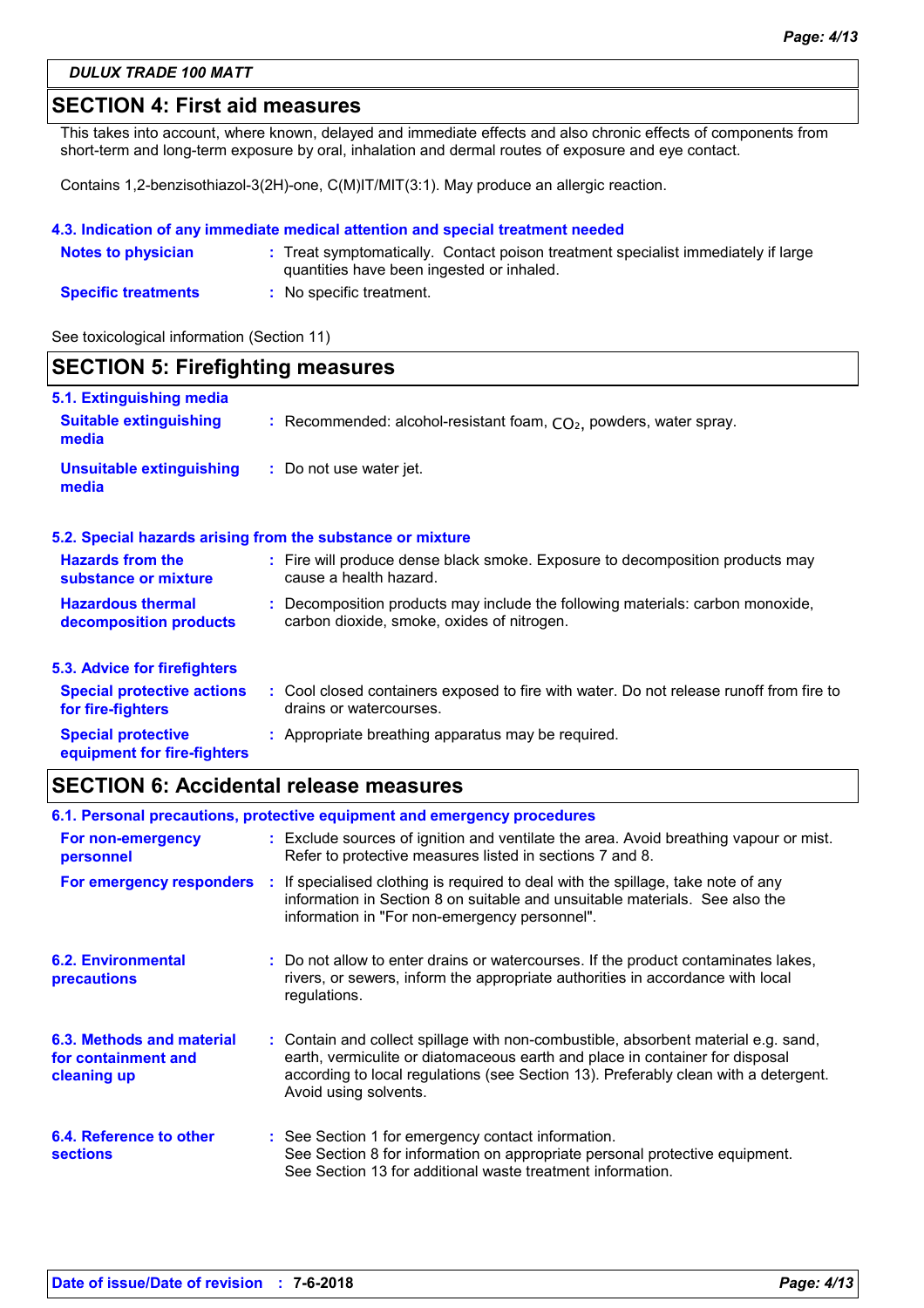## SECTION 4: First aid measures

This takes into account, where known, delayed and immediate effects and also chronic effects of components from short-term and long-term exposure by oral, inhalation and dermal routes of exposure and eye contact.

Contains 1,2-benzisothiazol-3(2H)-one, C(M)IT/MIT(3:1). May produce an allergic reaction.

### 4.3. Indication of any immediate medical attention and special treatment needed

**Notes to physician** : Treat symptomatically. Contact poison treatment specialist immediately if large quantities have been ingested or inhaled.

**Specific treatments** : No specific treatment.

See toxicological information (Section 11)

## SECTION 5: Firefighting measures

### 5.1. Extinguishing media

**Suitable extinguishing media** : Recommended: alcohol-resistant foam, $CO_2$, powders, water spray.

**Unsuitable extinguishing media** : Do not use water jet.

### 5.2. Special hazards arising from the substance or mixture

**Hazards from the substance or mixture** : Fire will produce dense black smoke. Exposure to decomposition products may cause a health hazard.

**Hazardous thermal decomposition products** : Decomposition products may include the following materials: carbon monoxide, carbon dioxide, smoke, oxides of nitrogen.

### 5.3. Advice for firefighters

**Special protective actions for fire-fighters** : Cool closed containers exposed to fire with water. Do not release runoff from fire to drains or watercourses.

**Special protective equipment for fire-fighters** : Appropriate breathing apparatus may be required.

## SECTION 6: Accidental release measures

### 6.1. Personal precautions, protective equipment and emergency procedures

**For non-emergency personnel** : Exclude sources of ignition and ventilate the area. Avoid breathing vapour or mist. Refer to protective measures listed in sections 7 and 8.

**For emergency responders** : If specialised clothing is required to deal with the spillage, take note of any information in Section 8 on suitable and unsuitable materials. See also the information in "For non-emergency personnel".

### 6.2. Environmental precautions

: Do not allow to enter drains or watercourses. If the product contaminates lakes, rivers, or sewers, inform the appropriate authorities in accordance with local regulations.

### 6.3. Methods and material for containment and cleaning up

: Contain and collect spillage with non-combustible, absorbent material e.g. sand, earth, vermiculite or diatomaceous earth and place in container for disposal according to local regulations (see Section 13). Preferably clean with a detergent. Avoid using solvents.

### 6.4. Reference to other sections

: See Section 1 for emergency contact information.
See Section 8 for information on appropriate personal protective equipment.
See Section 13 for additional waste treatment information.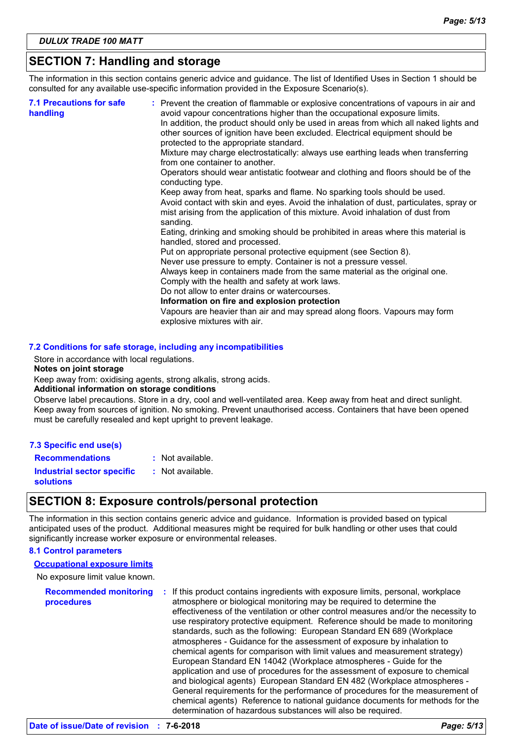## SECTION 7: Handling and storage

The information in this section contains generic advice and guidance. The list of Identified Uses in Section 1 should be consulted for any available use-specific information provided in the Exposure Scenario(s).

**7.1 Precautions for safe handling**

: Prevent the creation of flammable or explosive concentrations of vapours in air and avoid vapour concentrations higher than the occupational exposure limits.
In addition, the product should only be used in areas from which all naked lights and other sources of ignition have been excluded. Electrical equipment should be protected to the appropriate standard.
Mixture may charge electrostatically: always use earthing leads when transferring from one container to another.
Operators should wear antistatic footwear and clothing and floors should be of the conducting type.
Keep away from heat, sparks and flame. No sparking tools should be used.
Avoid contact with skin and eyes. Avoid the inhalation of dust, particulates, spray or mist arising from the application of this mixture. Avoid inhalation of dust from sanding.
Eating, drinking and smoking should be prohibited in areas where this material is handled, stored and processed.
Put on appropriate personal protective equipment (see Section 8).
Never use pressure to empty. Container is not a pressure vessel.
Always keep in containers made from the same material as the original one.
Comply with the health and safety at work laws.
Do not allow to enter drains or watercourses.

**Information on fire and explosion protection**

Vapours are heavier than air and may spread along floors. Vapours may form explosive mixtures with air.

**7.2 Conditions for safe storage, including any incompatibilities**

Store in accordance with local regulations.

**Notes on joint storage**

Keep away from: oxidising agents, strong alkalis, strong acids.

**Additional information on storage conditions**

Observe label precautions. Store in a dry, cool and well-ventilated area. Keep away from heat and direct sunlight. Keep away from sources of ignition. No smoking. Prevent unauthorised access. Containers that have been opened must be carefully resealed and kept upright to prevent leakage.

**7.3 Specific end use(s)**

**Recommendations** : Not available.

**Industrial sector specific solutions** : Not available.

## SECTION 8: Exposure controls/personal protection

The information in this section contains generic advice and guidance. Information is provided based on typical anticipated uses of the product. Additional measures might be required for bulk handling or other uses that could significantly increase worker exposure or environmental releases.

**8.1 Control parameters**

**Occupational exposure limits**

No exposure limit value known.

**Recommended monitoring procedures**

: If this product contains ingredients with exposure limits, personal, workplace atmosphere or biological monitoring may be required to determine the effectiveness of the ventilation or other control measures and/or the necessity to use respiratory protective equipment. Reference should be made to monitoring standards, such as the following: European Standard EN 689 (Workplace atmospheres - Guidance for the assessment of exposure by inhalation to chemical agents for comparison with limit values and measurement strategy) European Standard EN 14042 (Workplace atmospheres - Guide for the application and use of procedures for the assessment of exposure to chemical and biological agents) European Standard EN 482 (Workplace atmospheres - General requirements for the performance of procedures for the measurement of chemical agents) Reference to national guidance documents for methods for the determination of hazardous substances will also be required.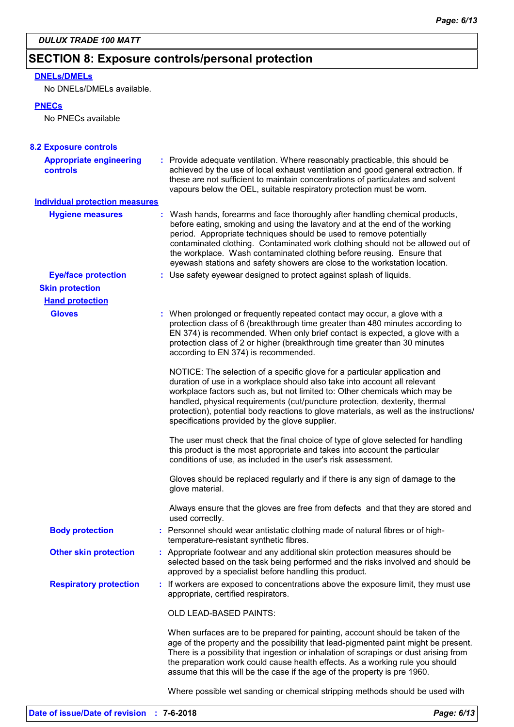## SECTION 8: Exposure controls/personal protection

**DNELs/DMELs**

No DNELs/DMELs available.

**PNECs**

No PNECs available

### 8.2 Exposure controls

**Appropriate engineering controls** : Provide adequate ventilation. Where reasonably practicable, this should be achieved by the use of local exhaust ventilation and good general extraction. If these are not sufficient to maintain concentrations of particulates and solvent vapours below the OEL, suitable respiratory protection must be worn.

**Individual protection measures**

**Hygiene measures** : Wash hands, forearms and face thoroughly after handling chemical products, before eating, smoking and using the lavatory and at the end of the working period. Appropriate techniques should be used to remove potentially contaminated clothing. Contaminated work clothing should not be allowed out of the workplace. Wash contaminated clothing before reusing. Ensure that eyewash stations and safety showers are close to the workstation location.

**Eye/face protection** : Use safety eyewear designed to protect against splash of liquids.

**Skin protection**

**Hand protection**

**Gloves** : When prolonged or frequently repeated contact may occur, a glove with a protection class of 6 (breakthrough time greater than 480 minutes according to EN 374) is recommended. When only brief contact is expected, a glove with a protection class of 2 or higher (breakthrough time greater than 30 minutes according to EN 374) is recommended.

NOTICE: The selection of a specific glove for a particular application and duration of use in a workplace should also take into account all relevant workplace factors such as, but not limited to: Other chemicals which may be handled, physical requirements (cut/puncture protection, dexterity, thermal protection), potential body reactions to glove materials, as well as the instructions/ specifications provided by the glove supplier.

The user must check that the final choice of type of glove selected for handling this product is the most appropriate and takes into account the particular conditions of use, as included in the user's risk assessment.

Gloves should be replaced regularly and if there is any sign of damage to the glove material.

Always ensure that the gloves are free from defects and that they are stored and used correctly.

**Body protection** : Personnel should wear antistatic clothing made of natural fibres or of high-temperature-resistant synthetic fibres.

**Other skin protection** : Appropriate footwear and any additional skin protection measures should be selected based on the task being performed and the risks involved and should be approved by a specialist before handling this product.

**Respiratory protection** : If workers are exposed to concentrations above the exposure limit, they must use appropriate, certified respirators.

OLD LEAD-BASED PAINTS:

When surfaces are to be prepared for painting, account should be taken of the age of the property and the possibility that lead-pigmented paint might be present. There is a possibility that ingestion or inhalation of scrapings or dust arising from the preparation work could cause health effects. As a working rule you should assume that this will be the case if the age of the property is pre 1960.

Where possible wet sanding or chemical stripping methods should be used with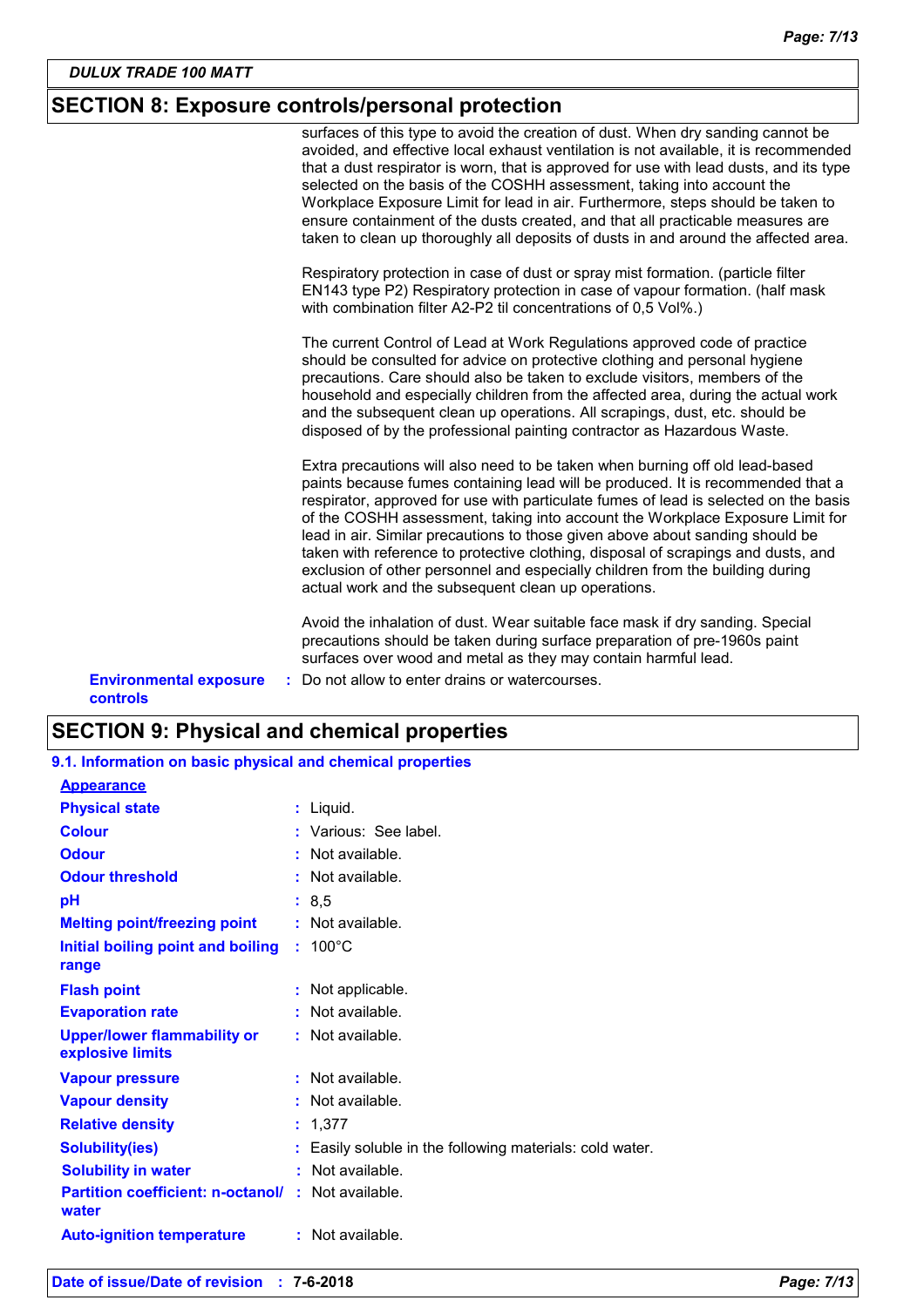## SECTION 8: Exposure controls/personal protection

surfaces of this type to avoid the creation of dust. When dry sanding cannot be avoided, and effective local exhaust ventilation is not available, it is recommended that a dust respirator is worn, that is approved for use with lead dusts, and its type selected on the basis of the COSHH assessment, taking into account the Workplace Exposure Limit for lead in air. Furthermore, steps should be taken to ensure containment of the dusts created, and that all practicable measures are taken to clean up thoroughly all deposits of dusts in and around the affected area.

Respiratory protection in case of dust or spray mist formation. (particle filter EN143 type P2) Respiratory protection in case of vapour formation. (half mask with combination filter A2-P2 til concentrations of 0,5 Vol%.)

The current Control of Lead at Work Regulations approved code of practice should be consulted for advice on protective clothing and personal hygiene precautions. Care should also be taken to exclude visitors, members of the household and especially children from the affected area, during the actual work and the subsequent clean up operations. All scrapings, dust, etc. should be disposed of by the professional painting contractor as Hazardous Waste.

Extra precautions will also need to be taken when burning off old lead-based paints because fumes containing lead will be produced. It is recommended that a respirator, approved for use with particulate fumes of lead is selected on the basis of the COSHH assessment, taking into account the Workplace Exposure Limit for lead in air. Similar precautions to those given above about sanding should be taken with reference to protective clothing, disposal of scrapings and dusts, and exclusion of other personnel and especially children from the building during actual work and the subsequent clean up operations.

Avoid the inhalation of dust. Wear suitable face mask if dry sanding. Special precautions should be taken during surface preparation of pre-1960s paint surfaces over wood and metal as they may contain harmful lead.

**Environmental exposure controls** : Do not allow to enter drains or watercourses.

## SECTION 9: Physical and chemical properties

### 9.1. Information on basic physical and chemical properties

**Appearance**

| Property | Value |
|---|---|
| **Physical state** | Liquid. |
| **Colour** | Various: See label. |
| **Odour** | Not available. |
| **Odour threshold** | Not available. |
| **pH** | 8,5 |
| **Melting point/freezing point** | Not available. |
| **Initial boiling point and boiling range** | 100°C |
| **Flash point** | Not applicable. |
| **Evaporation rate** | Not available. |
| **Upper/lower flammability or explosive limits** | Not available. |
| **Vapour pressure** | Not available. |
| **Vapour density** | Not available. |
| **Relative density** | 1,377 |
| **Solubility(ies)** | Easily soluble in the following materials: cold water. |
| **Solubility in water** | Not available. |
| **Partition coefficient: n-octanol/water** | Not available. |
| **Auto-ignition temperature** | Not available. |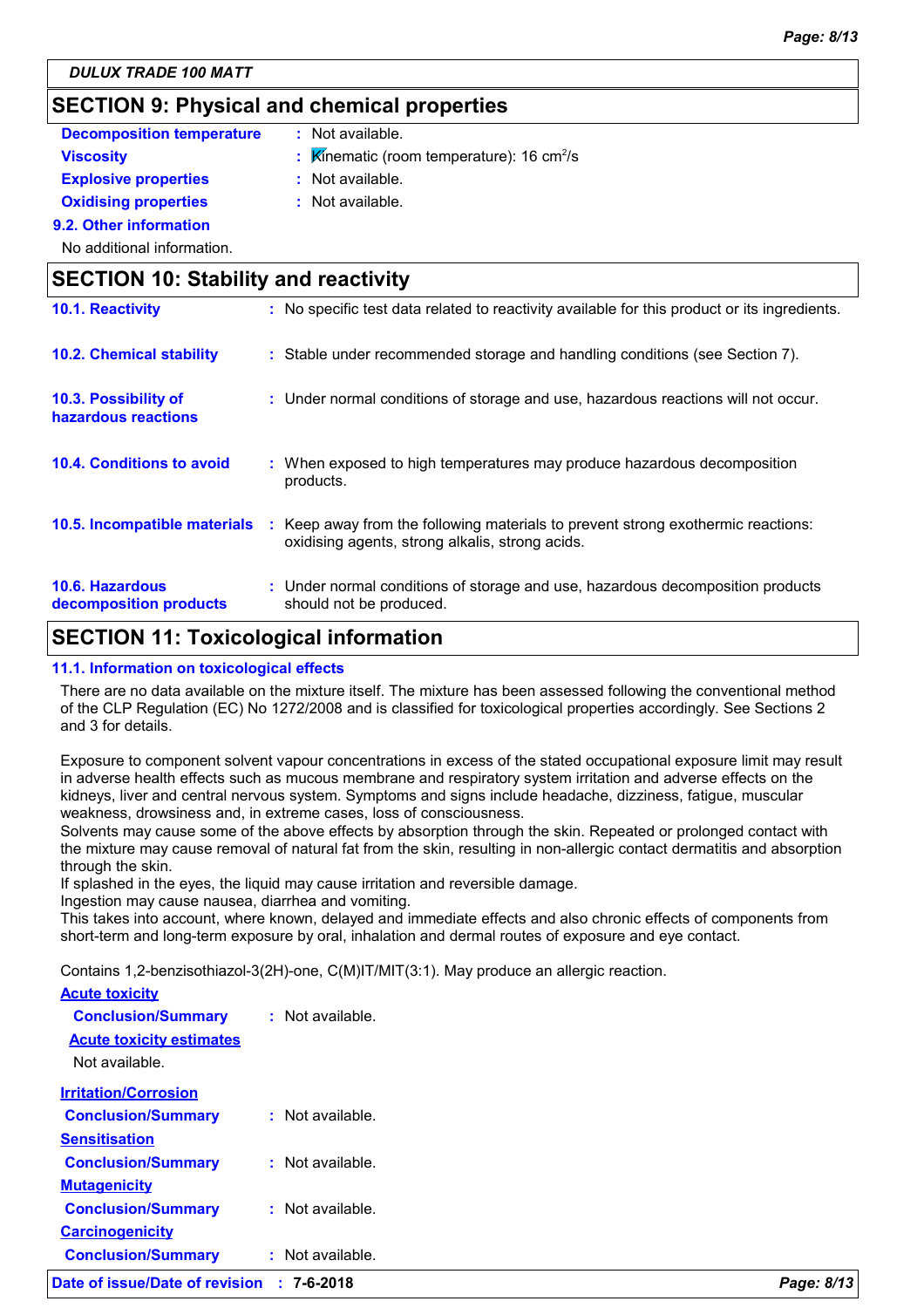DULUX TRADE 100 MATT

## SECTION 9: Physical and chemical properties

**Decomposition temperature** : Not available.

**Viscosity** : Kinematic (room temperature): 16 $cm^2/s$

**Explosive properties** : Not available.

**Oxidising properties** : Not available.

### 9.2. Other information

No additional information.

## SECTION 10: Stability and reactivity

**10.1. Reactivity** : No specific test data related to reactivity available for this product or its ingredients.

**10.2. Chemical stability** : Stable under recommended storage and handling conditions (see Section 7).

**10.3. Possibility of hazardous reactions** : Under normal conditions of storage and use, hazardous reactions will not occur.

**10.4. Conditions to avoid** : When exposed to high temperatures may produce hazardous decomposition products.

**10.5. Incompatible materials** : Keep away from the following materials to prevent strong exothermic reactions: oxidising agents, strong alkalis, strong acids.

**10.6. Hazardous decomposition products** : Under normal conditions of storage and use, hazardous decomposition products should not be produced.

## SECTION 11: Toxicological information

### 11.1. Information on toxicological effects

There are no data available on the mixture itself. The mixture has been assessed following the conventional method of the CLP Regulation (EC) No 1272/2008 and is classified for toxicological properties accordingly. See Sections 2 and 3 for details.

Exposure to component solvent vapour concentrations in excess of the stated occupational exposure limit may result in adverse health effects such as mucous membrane and respiratory system irritation and adverse effects on the kidneys, liver and central nervous system. Symptoms and signs include headache, dizziness, fatigue, muscular weakness, drowsiness and, in extreme cases, loss of consciousness.
Solvents may cause some of the above effects by absorption through the skin. Repeated or prolonged contact with the mixture may cause removal of natural fat from the skin, resulting in non-allergic contact dermatitis and absorption through the skin.
If splashed in the eyes, the liquid may cause irritation and reversible damage.
Ingestion may cause nausea, diarrhea and vomiting.
This takes into account, where known, delayed and immediate effects and also chronic effects of components from short-term and long-term exposure by oral, inhalation and dermal routes of exposure and eye contact.

Contains 1,2-benzisothiazol-3(2H)-one, C(M)IT/MIT(3:1). May produce an allergic reaction.

**Acute toxicity**

**Conclusion/Summary** : Not available.

**Acute toxicity estimates**

Not available.

**Irritation/Corrosion**

**Conclusion/Summary** : Not available.

**Sensitisation**

**Conclusion/Summary** : Not available.

**Mutagenicity**

**Conclusion/Summary** : Not available.

**Carcinogenicity**

**Conclusion/Summary** : Not available.

**Date of issue/Date of revision** : **7-6-2018**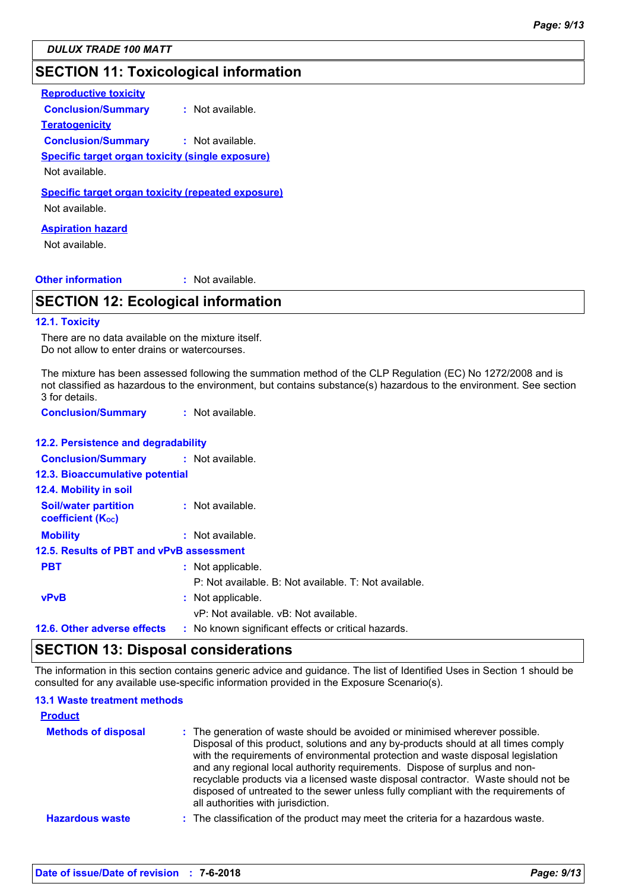## SECTION 11: Toxicological information

**Reproductive toxicity**

**Conclusion/Summary** : Not available.

**Teratogenicity**

**Conclusion/Summary** : Not available.

**Specific target organ toxicity (single exposure)**

Not available.

**Specific target organ toxicity (repeated exposure)**

Not available.

**Aspiration hazard**

Not available.

**Other information** : Not available.

## SECTION 12: Ecological information

### 12.1. Toxicity

There are no data available on the mixture itself.
Do not allow to enter drains or watercourses.

The mixture has been assessed following the summation method of the CLP Regulation (EC) No 1272/2008 and is not classified as hazardous to the environment, but contains substance(s) hazardous to the environment. See section 3 for details.

**Conclusion/Summary** : Not available.

### 12.2. Persistence and degradability

**Conclusion/Summary** : Not available.

### 12.3. Bioaccumulative potential

### 12.4. Mobility in soil

**Soil/water partition coefficient ($K_{OC}$)** : Not available.

**Mobility** : Not available.

### 12.5. Results of PBT and vPvB assessment

**PBT** : Not applicable.
P: Not available. B: Not available. T: Not available.

**vPvB** : Not applicable.
vP: Not available. vB: Not available.

### 12.6. Other adverse effects : No known significant effects or critical hazards.

## SECTION 13: Disposal considerations

The information in this section contains generic advice and guidance. The list of Identified Uses in Section 1 should be consulted for any available use-specific information provided in the Exposure Scenario(s).

### 13.1 Waste treatment methods

**Product**

**Methods of disposal** : The generation of waste should be avoided or minimised wherever possible. Disposal of this product, solutions and any by-products should at all times comply with the requirements of environmental protection and waste disposal legislation and any regional local authority requirements. Dispose of surplus and non-recyclable products via a licensed waste disposal contractor. Waste should not be disposed of untreated to the sewer unless fully compliant with the requirements of all authorities with jurisdiction.

**Hazardous waste** : The classification of the product may meet the criteria for a hazardous waste.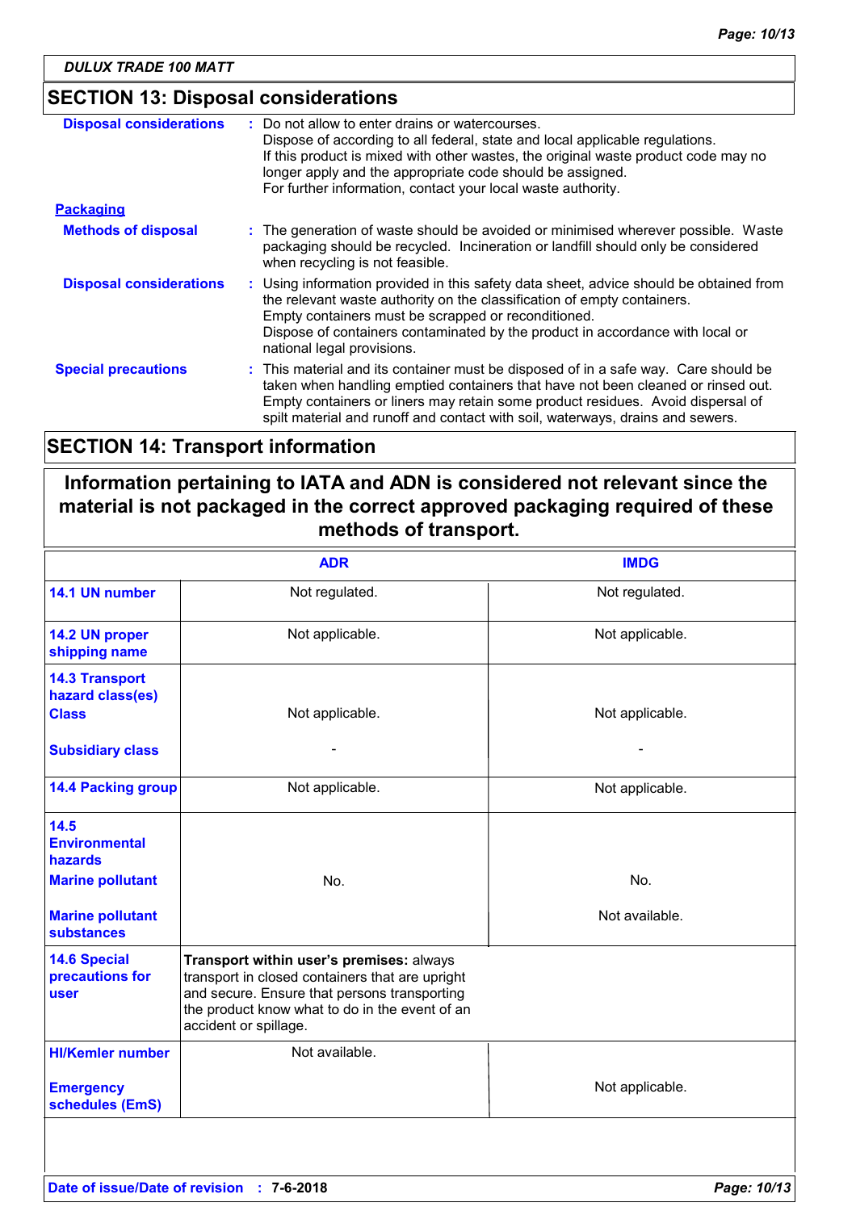## SECTION 13: Disposal considerations

**Disposal considerations** : Do not allow to enter drains or watercourses.
Dispose of according to all federal, state and local applicable regulations.
If this product is mixed with other wastes, the original waste product code may no longer apply and the appropriate code should be assigned.
For further information, contact your local waste authority.

**Packaging**

**Methods of disposal** : The generation of waste should be avoided or minimised wherever possible. Waste packaging should be recycled. Incineration or landfill should only be considered when recycling is not feasible.

**Disposal considerations** : Using information provided in this safety data sheet, advice should be obtained from the relevant waste authority on the classification of empty containers.
Empty containers must be scrapped or reconditioned.
Dispose of containers contaminated by the product in accordance with local or national legal provisions.

**Special precautions** : This material and its container must be disposed of in a safe way. Care should be taken when handling emptied containers that have not been cleaned or rinsed out. Empty containers or liners may retain some product residues. Avoid dispersal of spilt material and runoff and contact with soil, waterways, drains and sewers.

## SECTION 14: Transport information

**Information pertaining to IATA and ADN is considered not relevant since the material is not packaged in the correct approved packaging required of these methods of transport.**

| | ADR | IMDG |
|---|---|---|
| **14.1 UN number** | Not regulated. | Not regulated. |
| **14.2 UN proper shipping name** | Not applicable. | Not applicable. |
| **14.3 Transport hazard class(es)** **Class** | Not applicable. | Not applicable. |
| **Subsidiary class** | - | - |
| **14.4 Packing group** | Not applicable. | Not applicable. |
| **14.5 Environmental hazards** **Marine pollutant** | No. | No. |
| **Marine pollutant substances** | | Not available. |
| **14.6 Special precautions for user** | **Transport within user's premises:** always transport in closed containers that are upright and secure. Ensure that persons transporting the product know what to do in the event of an accident or spillage. | |
| **HI/Kemler number** | Not available. | |
| **Emergency schedules (EmS)** | | Not applicable. |

**Date of issue/Date of revision** : **7-6-2018**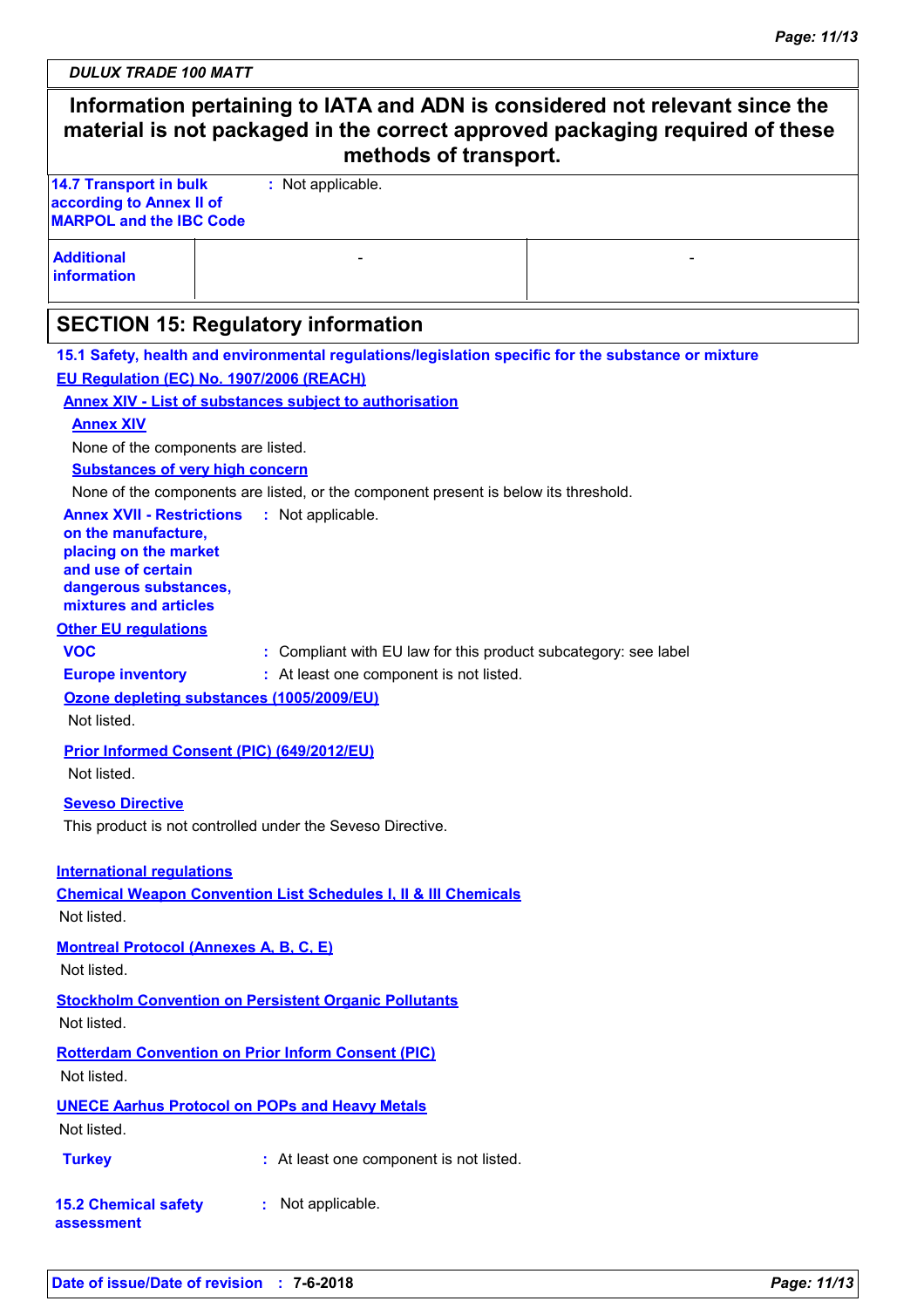**Information pertaining to IATA and ADN is considered not relevant since the material is not packaged in the correct approved packaging required of these methods of transport.**

| | |
|---|---|
| **14.7 Transport in bulk according to Annex II of MARPOL and the IBC Code** | : Not applicable. |

| | | |
|---|---|---|
| **Additional information** | - | - |

## SECTION 15: Regulatory information

**15.1 Safety, health and environmental regulations/legislation specific for the substance or mixture**

**EU Regulation (EC) No. 1907/2006 (REACH)**

**Annex XIV - List of substances subject to authorisation**

**Annex XIV**

None of the components are listed.

**Substances of very high concern**

None of the components are listed, or the component present is below its threshold.

**Annex XVII - Restrictions on the manufacture, placing on the market and use of certain dangerous substances, mixtures and articles** : Not applicable.

**Other EU regulations**

**VOC** : Compliant with EU law for this product subcategory: see label

**Europe inventory** : At least one component is not listed.

**Ozone depleting substances (1005/2009/EU)**

Not listed.

**Prior Informed Consent (PIC) (649/2012/EU)**

Not listed.

**Seveso Directive**

This product is not controlled under the Seveso Directive.

**International regulations**

**Chemical Weapon Convention List Schedules I, II & III Chemicals**

Not listed.

**Montreal Protocol (Annexes A, B, C, E)**

Not listed.

**Stockholm Convention on Persistent Organic Pollutants**

Not listed.

**Rotterdam Convention on Prior Inform Consent (PIC)**

Not listed.

**UNECE Aarhus Protocol on POPs and Heavy Metals**

Not listed.

**Turkey** : At least one component is not listed.

**15.2 Chemical safety assessment** : Not applicable.

**Date of issue/Date of revision** : **7-6-2018**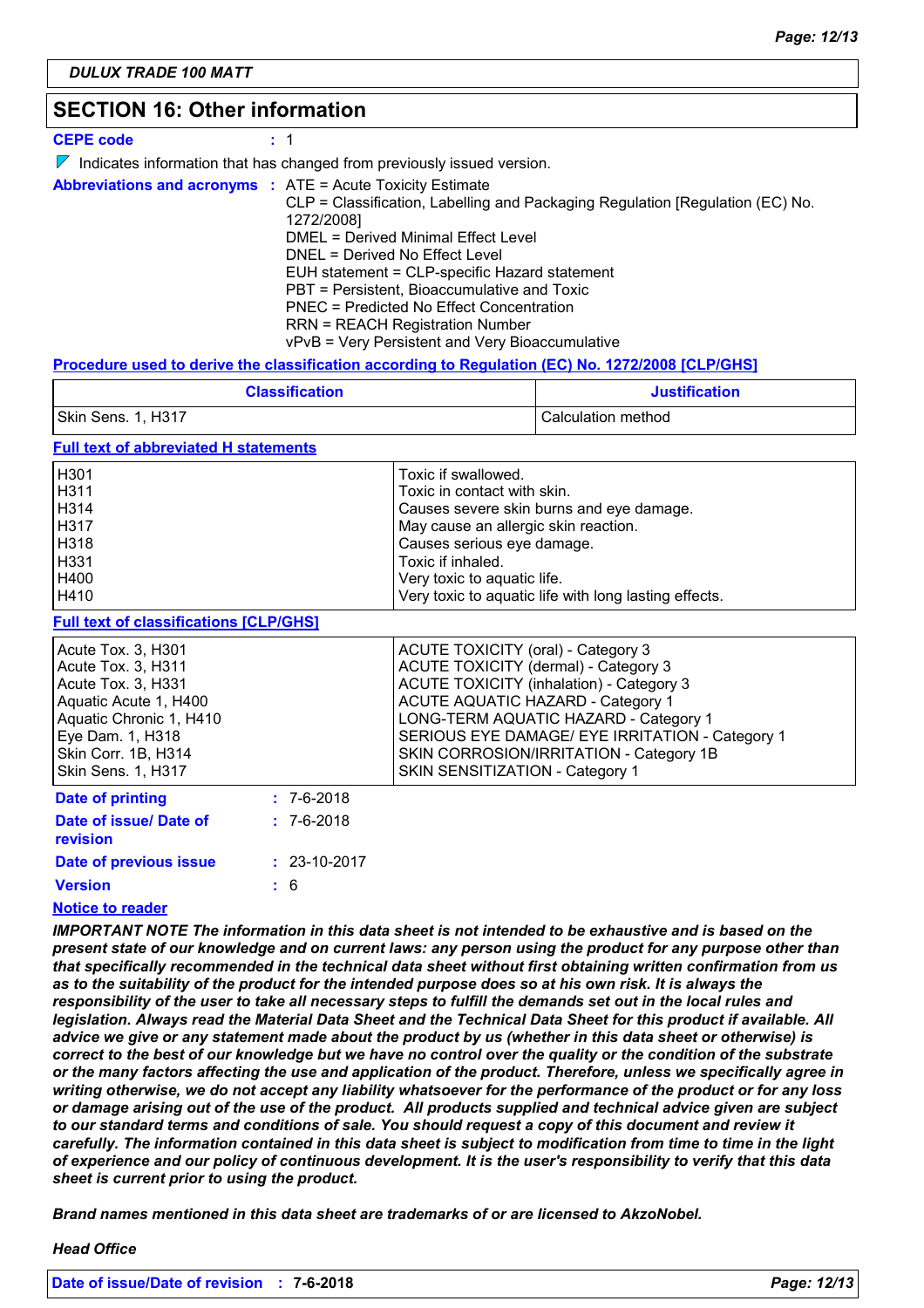**DULUX TRADE 100 MATT**

## SECTION 16: Other information

**CEPE code** : 1

Indicates information that has changed from previously issued version.

**Abbreviations and acronyms** : ATE = Acute Toxicity Estimate
CLP = Classification, Labelling and Packaging Regulation [Regulation (EC) No. 1272/2008]
DMEL = Derived Minimal Effect Level
DNEL = Derived No Effect Level
EUH statement = CLP-specific Hazard statement
PBT = Persistent, Bioaccumulative and Toxic
PNEC = Predicted No Effect Concentration
RRN = REACH Registration Number
vPvB = Very Persistent and Very Bioaccumulative

**Procedure used to derive the classification according to Regulation (EC) No. 1272/2008 [CLP/GHS]**

| Classification | Justification |
|---|---|
| Skin Sens. 1, H317 | Calculation method |

**Full text of abbreviated H statements**

| | |
|---|---|
| H301 | Toxic if swallowed. |
| H311 | Toxic in contact with skin. |
| H314 | Causes severe skin burns and eye damage. |
| H317 | May cause an allergic skin reaction. |
| H318 | Causes serious eye damage. |
| H331 | Toxic if inhaled. |
| H400 | Very toxic to aquatic life. |
| H410 | Very toxic to aquatic life with long lasting effects. |

**Full text of classifications [CLP/GHS]**

| | |
|---|---|
| Acute Tox. 3, H301 | ACUTE TOXICITY (oral) - Category 3 |
| Acute Tox. 3, H311 | ACUTE TOXICITY (dermal) - Category 3 |
| Acute Tox. 3, H331 | ACUTE TOXICITY (inhalation) - Category 3 |
| Aquatic Acute 1, H400 | ACUTE AQUATIC HAZARD - Category 1 |
| Aquatic Chronic 1, H410 | LONG-TERM AQUATIC HAZARD - Category 1 |
| Eye Dam. 1, H318 | SERIOUS EYE DAMAGE/ EYE IRRITATION - Category 1 |
| Skin Corr. 1B, H314 | SKIN CORROSION/IRRITATION - Category 1B |
| Skin Sens. 1, H317 | SKIN SENSITIZATION - Category 1 |

**Date of printing** : 7-6-2018

**Date of issue/ Date of revision** : 7-6-2018

**Date of previous issue** : 23-10-2017

**Version** : 6

**Notice to reader**

***IMPORTANT NOTE The information in this data sheet is not intended to be exhaustive and is based on the present state of our knowledge and on current laws: any person using the product for any purpose other than that specifically recommended in the technical data sheet without first obtaining written confirmation from us as to the suitability of the product for the intended purpose does so at his own risk. It is always the responsibility of the user to take all necessary steps to fulfill the demands set out in the local rules and legislation. Always read the Material Data Sheet and the Technical Data Sheet for this product if available. All advice we give or any statement made about the product by us (whether in this data sheet or otherwise) is correct to the best of our knowledge but we have no control over the quality or the condition of the substrate or the many factors affecting the use and application of the product. Therefore, unless we specifically agree in writing otherwise, we do not accept any liability whatsoever for the performance of the product or for any loss or damage arising out of the use of the product. All products supplied and technical advice given are subject to our standard terms and conditions of sale. You should request a copy of this document and review it carefully. The information contained in this data sheet is subject to modification from time to time in the light of experience and our policy of continuous development. It is the user's responsibility to verify that this data sheet is current prior to using the product.***

***Brand names mentioned in this data sheet are trademarks of or are licensed to AkzoNobel.***

***Head Office***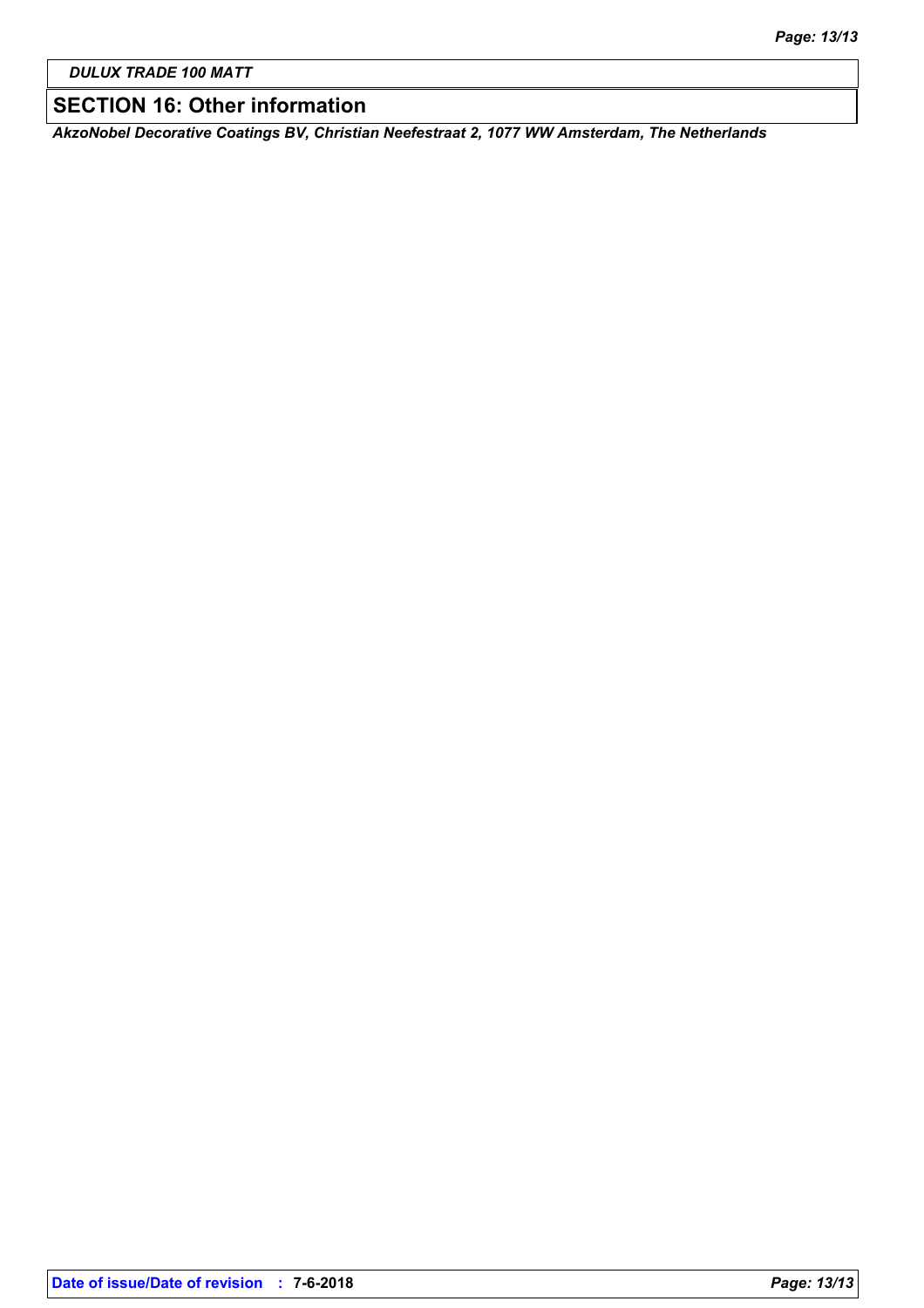## SECTION 16: Other information

***AkzoNobel Decorative Coatings BV, Christian Neefestraat 2, 1077 WW Amsterdam, The Netherlands***